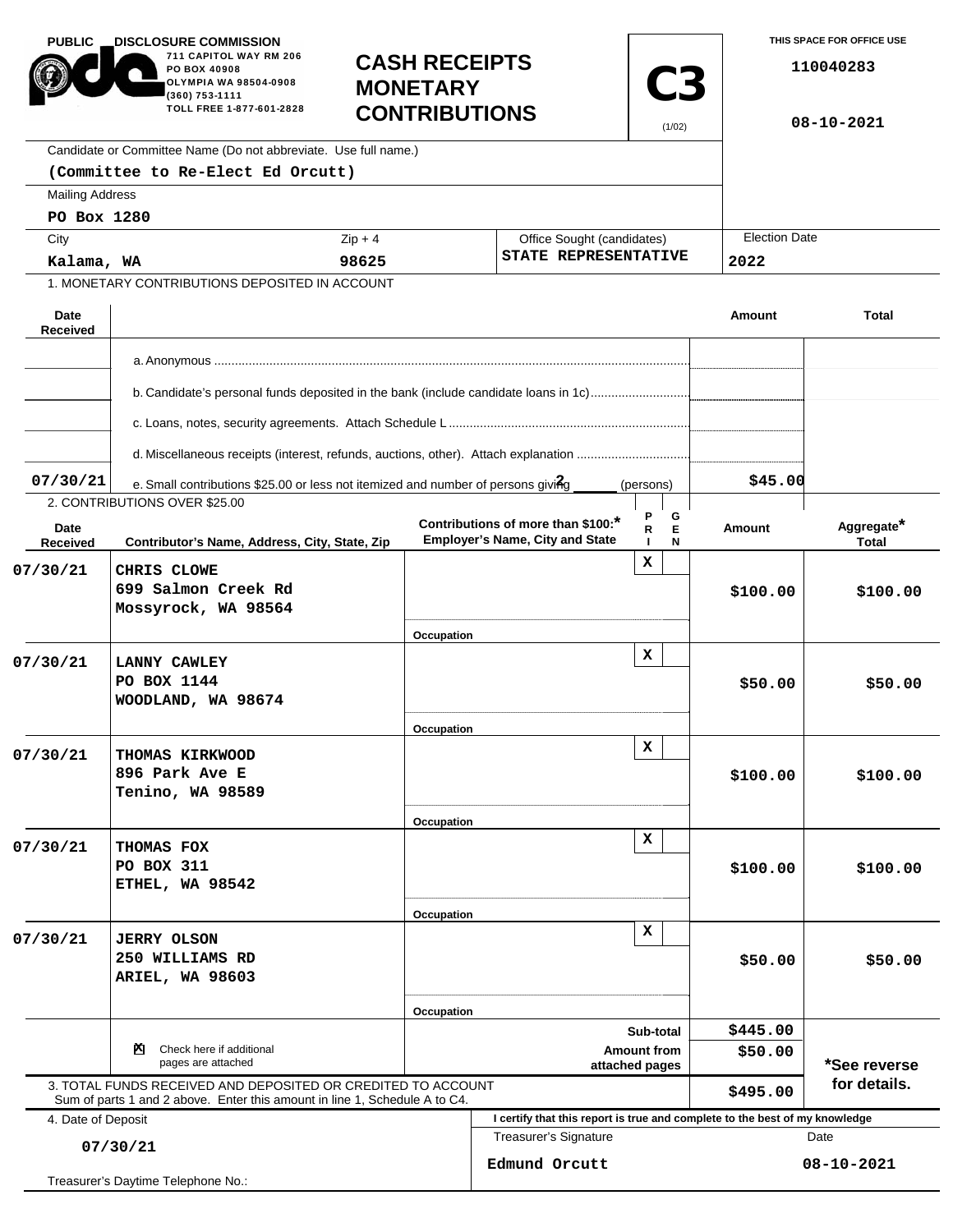PUBLIC DISCLOSURE COMMISSION
711 CAPITOL WAY RM 206
PO BOX 40908
OLYMPIA WA 98504-0908
(360) 753-1111
TOLL FREE 1-877-601-2828

# CASH RECEIPTS MONETARY CONTRIBUTIONS

**C3** (1/02)

THIS SPACE FOR OFFICE USE
110040283
08-10-2021

Candidate or Committee Name (Do not abbreviate. Use full name.)
**(Committee to Re-Elect Ed Orcutt)**

Mailing Address
**PO Box 1280**

| City | Zip + 4 | Office Sought (candidates) | Election Date |
|---|---|---|---|
| Kalama, WA | 98625 | STATE REPRESENTATIVE | 2022 |

1. MONETARY CONTRIBUTIONS DEPOSITED IN ACCOUNT

| Date Received | | Amount | Total |
|---|---|---|---|
| | a. Anonymous | | |
| | b. Candidate's personal funds deposited in the bank (include candidate loans in 1c) | | |
| | c. Loans, notes, security agreements. Attach Schedule L | | |
| | d. Miscellaneous receipts (interest, refunds, auctions, other). Attach explanation | | |
| 07/30/21 | e. Small contributions $25.00 or less not itemized and number of persons giving 2 (persons) | $45.00 | |

2. CONTRIBUTIONS OVER $25.00

| Date Received | Contributor's Name, Address, City, State, Zip | Contributions of more than $100:* Employer's Name, City and State / Occupation | PRI | GEN | Amount | Aggregate* Total |
|---|---|---|---|---|---|---|
| 07/30/21 | CHRIS CLOWE<br>699 Salmon Creek Rd<br>Mossyrock, WA 98564 | Occupation | X | | $100.00 | $100.00 |
| 07/30/21 | LANNY CAWLEY<br>PO BOX 1144<br>WOODLAND, WA 98674 | Occupation | X | | $50.00 | $50.00 |
| 07/30/21 | THOMAS KIRKWOOD<br>896 Park Ave E<br>Tenino, WA 98589 | Occupation | X | | $100.00 | $100.00 |
| 07/30/21 | THOMAS FOX<br>PO BOX 311<br>ETHEL, WA 98542 | Occupation | X | | $100.00 | $100.00 |
| 07/30/21 | JERRY OLSON<br>250 WILLIAMS RD<br>ARIEL, WA 98603 | Occupation | X | | $50.00 | $50.00 |

| | | |
|---|---|---|
| [X] Check here if additional pages are attached | Sub-total | $445.00 |
| | Amount from attached pages | $50.00 |
| 3. TOTAL FUNDS RECEIVED AND DEPOSITED OR CREDITED TO ACCOUNT. Sum of parts 1 and 2 above. Enter this amount in line 1, Schedule A to C4. | | $495.00 |

*See reverse for details.

4. Date of Deposit
**07/30/21**

I certify that this report is true and complete to the best of my knowledge

| Treasurer's Signature | Date |
|---|---|
| Edmund Orcutt | 08-10-2021 |

Treasurer's Daytime Telephone No.: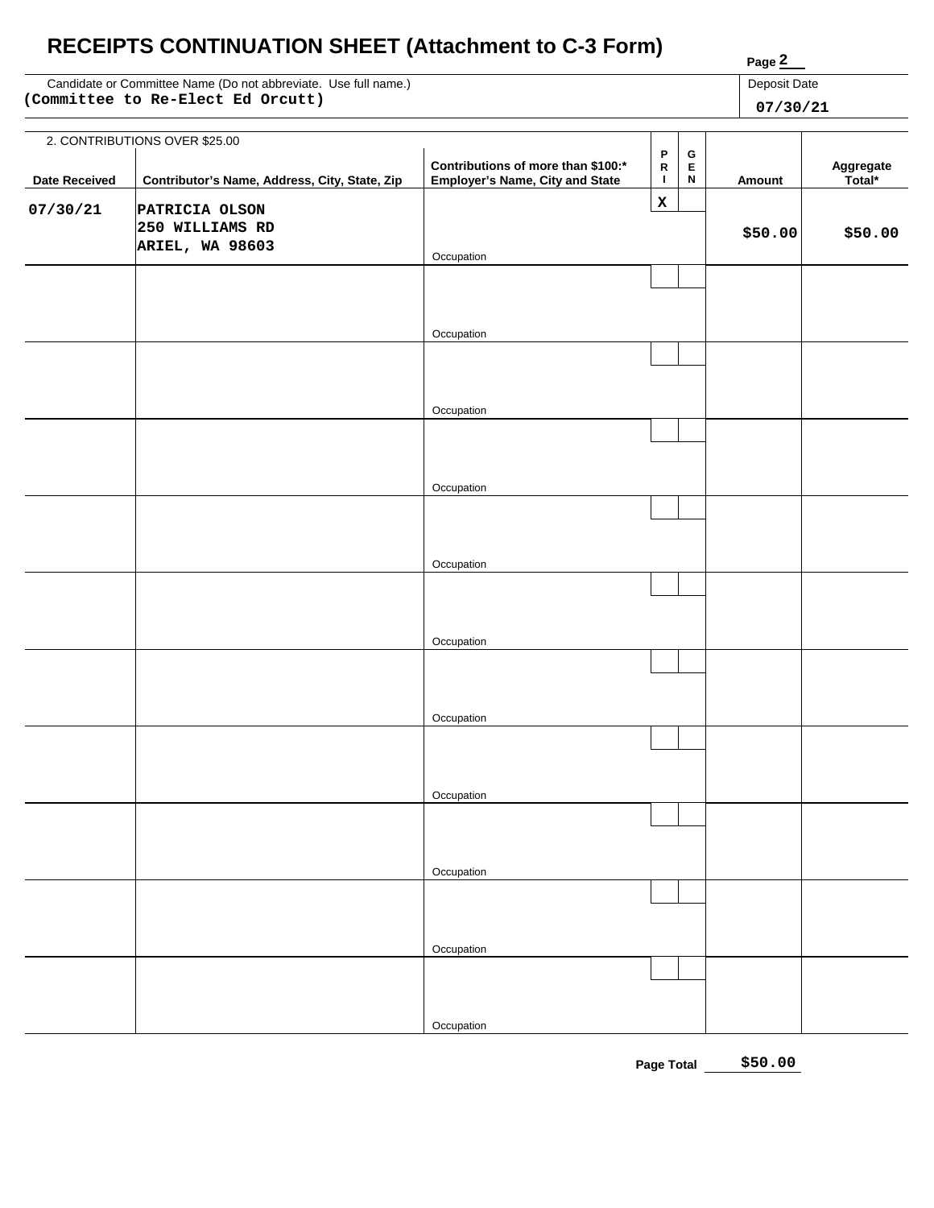# RECEIPTS CONTINUATION SHEET (Attachment to C-3 Form)

Page 2

| Candidate or Committee Name (Do not abbreviate. Use full name.) | Deposit Date |
|---|---|
| (Committee to Re-Elect Ed Orcutt) | 07/30/21 |

2. CONTRIBUTIONS OVER $25.00

| Date Received | Contributor's Name, Address, City, State, Zip | Contributions of more than $100:* Employer's Name, City and State | PRI | GEN | Amount | Aggregate Total* |
|---|---|---|---|---|---|---|
| 07/30/21 | PATRICIA OLSON<br>250 WILLIAMS RD<br>ARIEL, WA 98603 | Occupation | X | | $50.00 | $50.00 |
| | | Occupation | | | | |
| | | Occupation | | | | |
| | | Occupation | | | | |
| | | Occupation | | | | |
| | | Occupation | | | | |
| | | Occupation | | | | |
| | | Occupation | | | | |
| | | Occupation | | | | |
| | | Occupation | | | | |
| | | Occupation | | | | |

Page Total $50.00